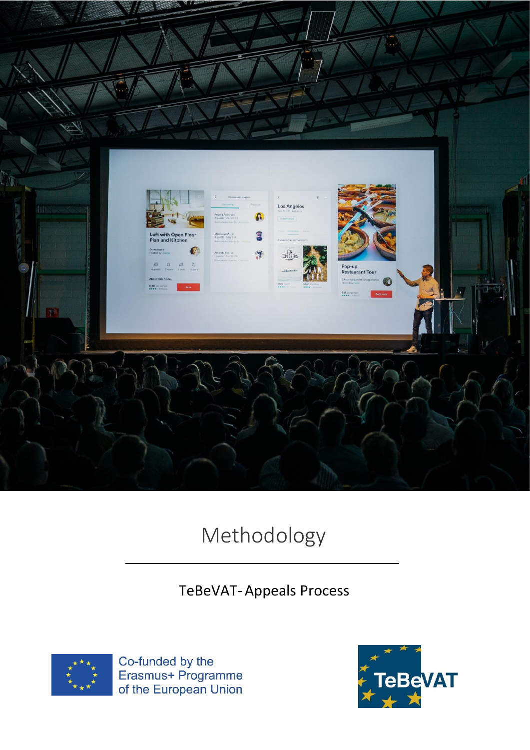# Methodology

TeBeVAT- Appeals Process

Co-funded by the Erasmus+ Programme of the European Union

TeBeVAT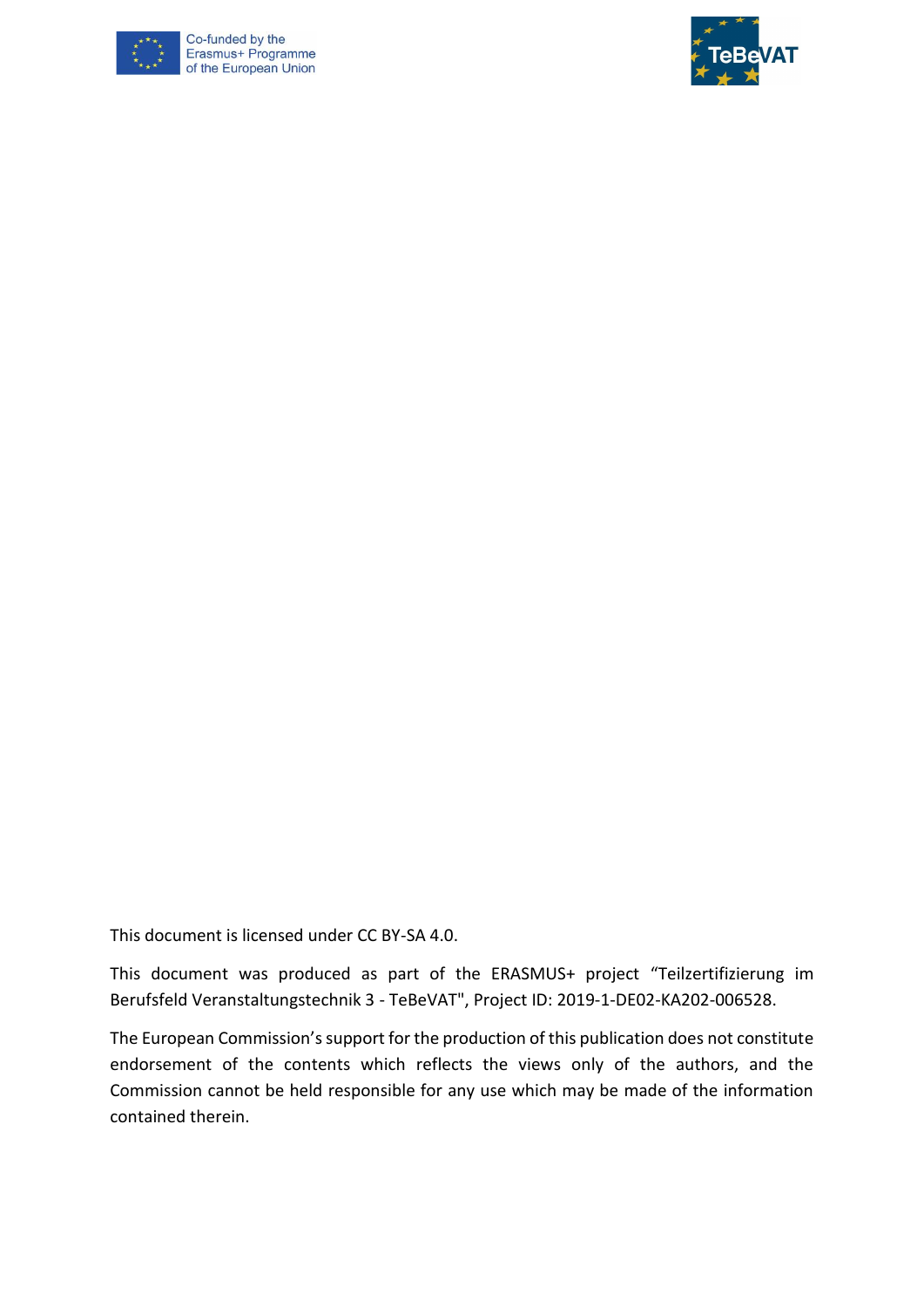This document is licensed under CC BY-SA 4.0.

This document was produced as part of the ERASMUS+ project “Teilzertifizierung im Berufsfeld Veranstaltungstechnik 3 - TeBeVAT", Project ID: 2019-1-DE02-KA202-006528.

The European Commission’s support for the production of this publication does not constitute endorsement of the contents which reflects the views only of the authors, and the Commission cannot be held responsible for any use which may be made of the information contained therein.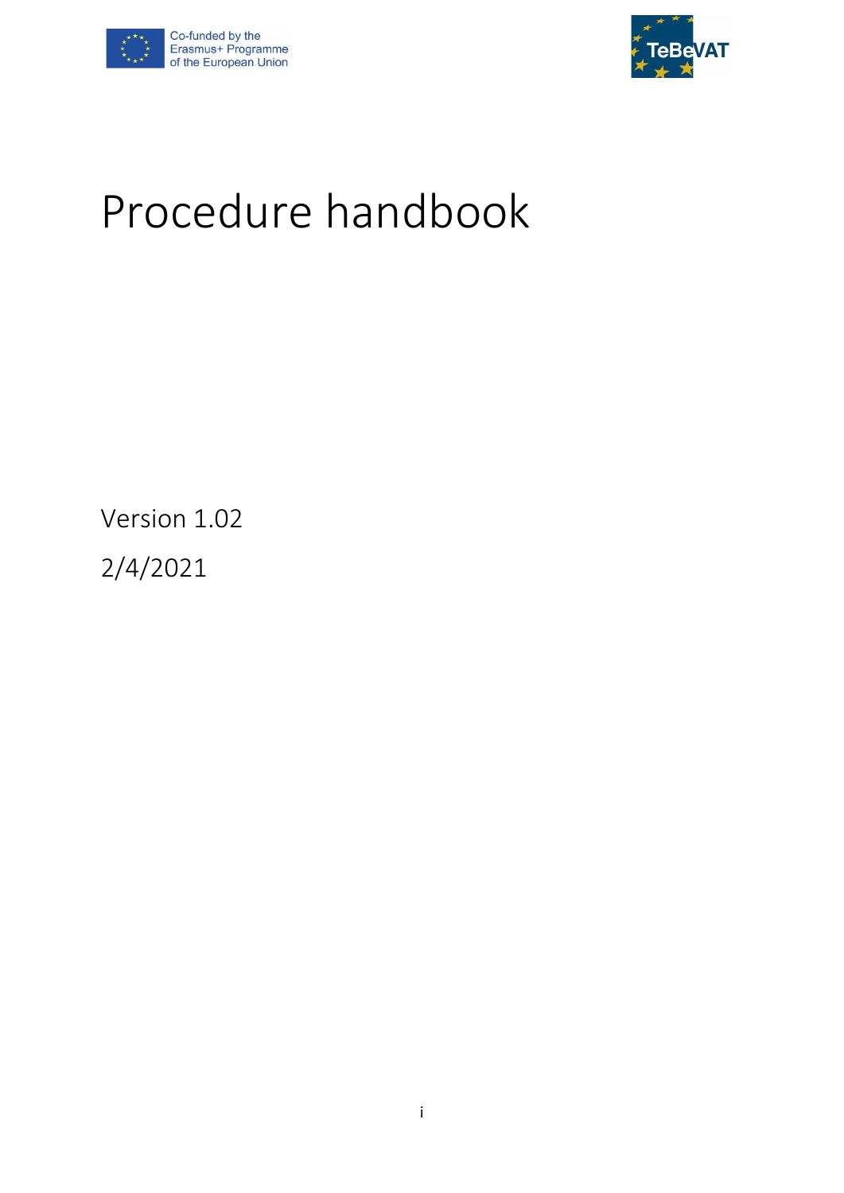Co-funded by the Erasmus+ Programme of the European Union

TeBeVAT

# Procedure handbook

Version 1.02

2/4/2021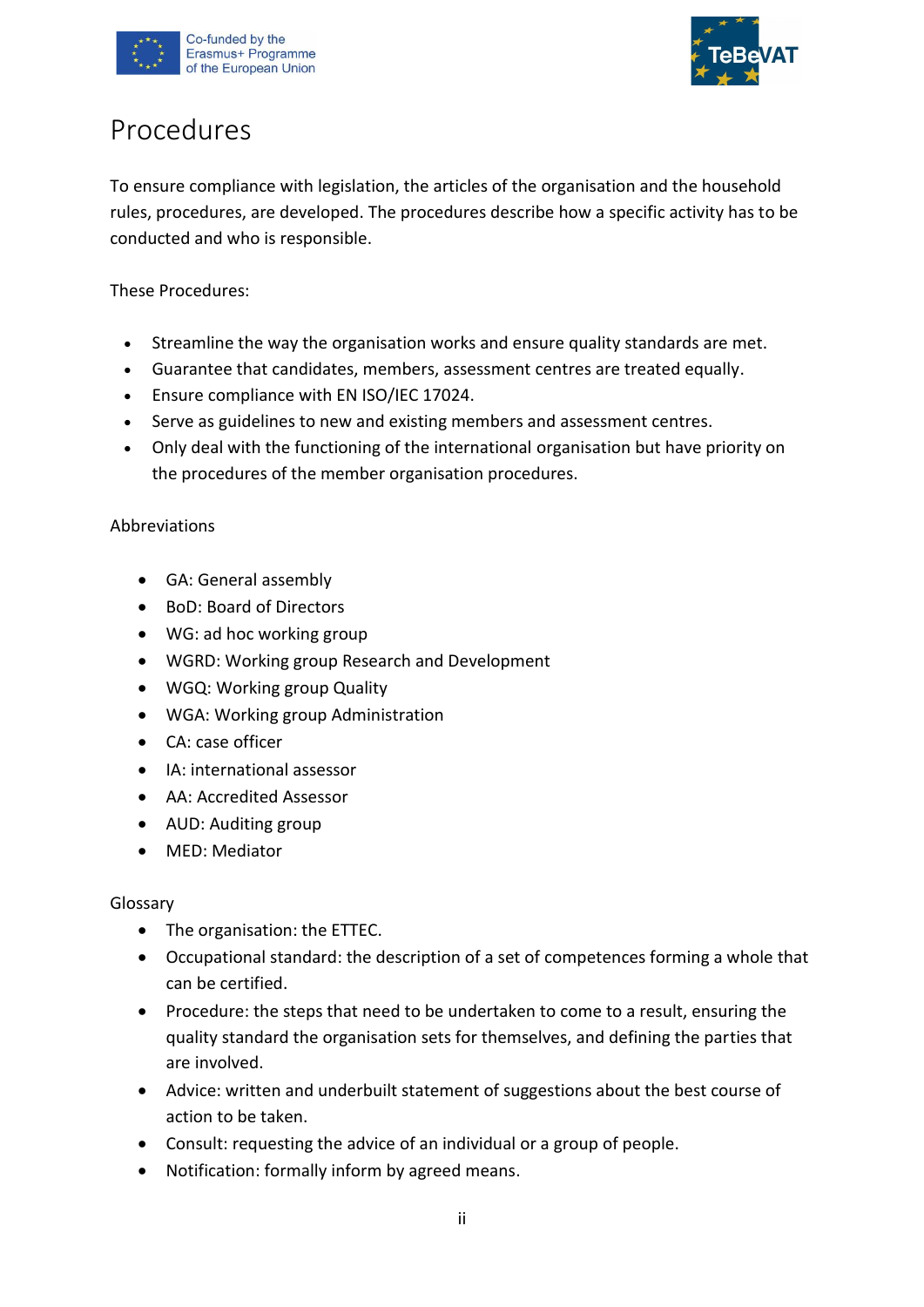# Procedures

To ensure compliance with legislation, the articles of the organisation and the household rules, procedures, are developed. The procedures describe how a specific activity has to be conducted and who is responsible.

These Procedures:

- Streamline the way the organisation works and ensure quality standards are met.
- Guarantee that candidates, members, assessment centres are treated equally.
- Ensure compliance with EN ISO/IEC 17024.
- Serve as guidelines to new and existing members and assessment centres.
- Only deal with the functioning of the international organisation but have priority on the procedures of the member organisation procedures.

Abbreviations

- GA: General assembly
- BoD: Board of Directors
- WG: ad hoc working group
- WGRD: Working group Research and Development
- WGQ: Working group Quality
- WGA: Working group Administration
- CA: case officer
- IA: international assessor
- AA: Accredited Assessor
- AUD: Auditing group
- MED: Mediator

Glossary

- The organisation: the ETTEC.
- Occupational standard: the description of a set of competences forming a whole that can be certified.
- Procedure: the steps that need to be undertaken to come to a result, ensuring the quality standard the organisation sets for themselves, and defining the parties that are involved.
- Advice: written and underbuilt statement of suggestions about the best course of action to be taken.
- Consult: requesting the advice of an individual or a group of people.
- Notification: formally inform by agreed means.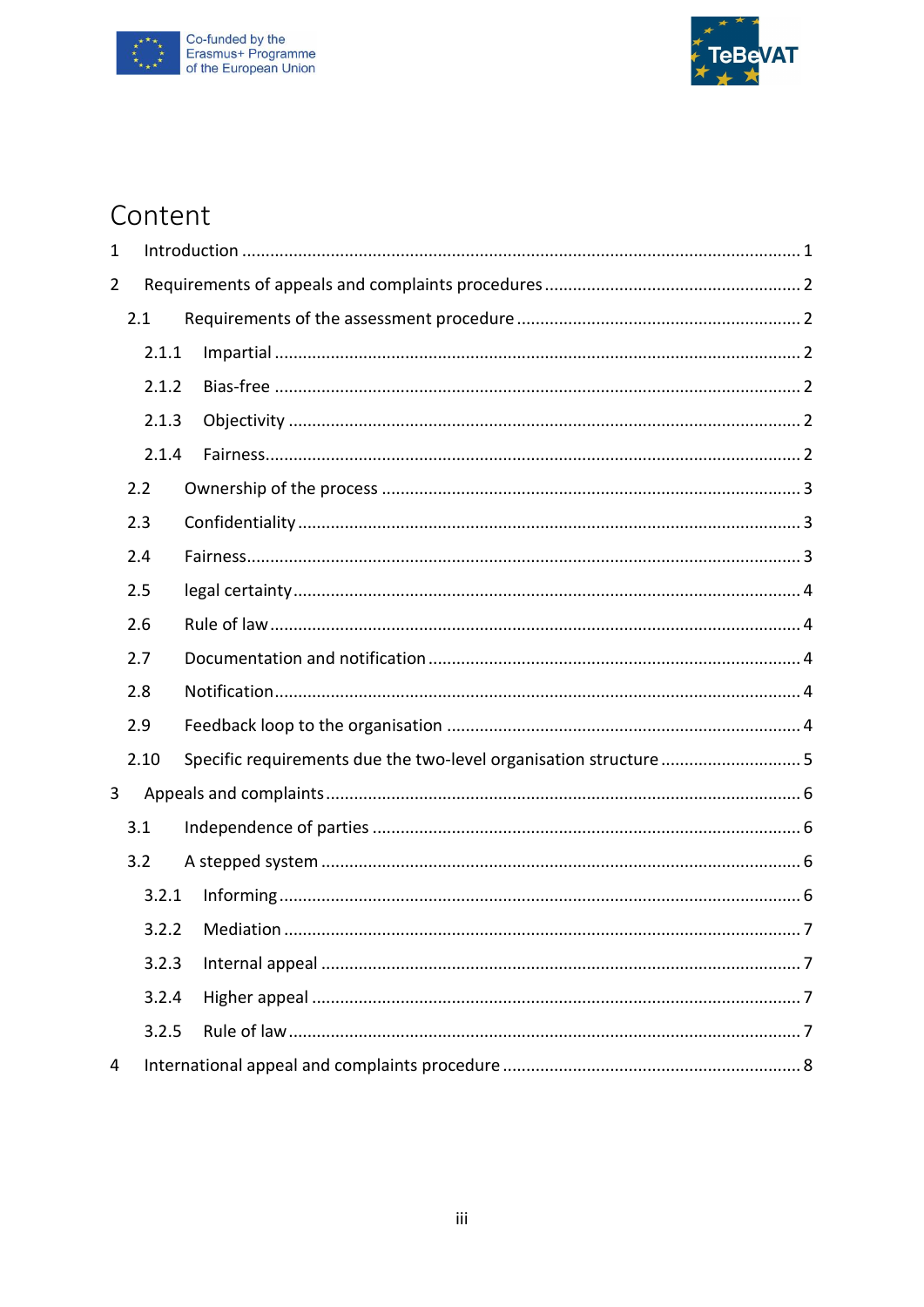# Content

1 Introduction ........................................................................................................ 1

2 Requirements of appeals and complaints procedures ........................................ 2

  2.1 Requirements of the assessment procedure ................................................. 2

    2.1.1 Impartial ................................................................................................ 2

    2.1.2 Bias-free ................................................................................................ 2

    2.1.3 Objectivity ............................................................................................. 2

    2.1.4 Fairness.................................................................................................. 2

  2.2 Ownership of the process .............................................................................. 3

  2.3 Confidentiality ................................................................................................ 3

  2.4 Fairness........................................................................................................... 3

  2.5 legal certainty ................................................................................................. 4

  2.6 Rule of law ...................................................................................................... 4

  2.7 Documentation and notification .................................................................... 4

  2.8 Notification...................................................................................................... 4

  2.9 Feedback loop to the organisation ................................................................. 4

  2.10 Specific requirements due the two-level organisation structure ................. 5

3 Appeals and complaints ........................................................................................ 6

  3.1 Independence of parties ................................................................................. 6

  3.2 A stepped system ............................................................................................ 6

    3.2.1 Informing ................................................................................................ 6

    3.2.2 Mediation ............................................................................................... 7

    3.2.3 Internal appeal ....................................................................................... 7

    3.2.4 Higher appeal ......................................................................................... 7

    3.2.5 Rule of law .............................................................................................. 7

4 International appeal and complaints procedure ................................................... 8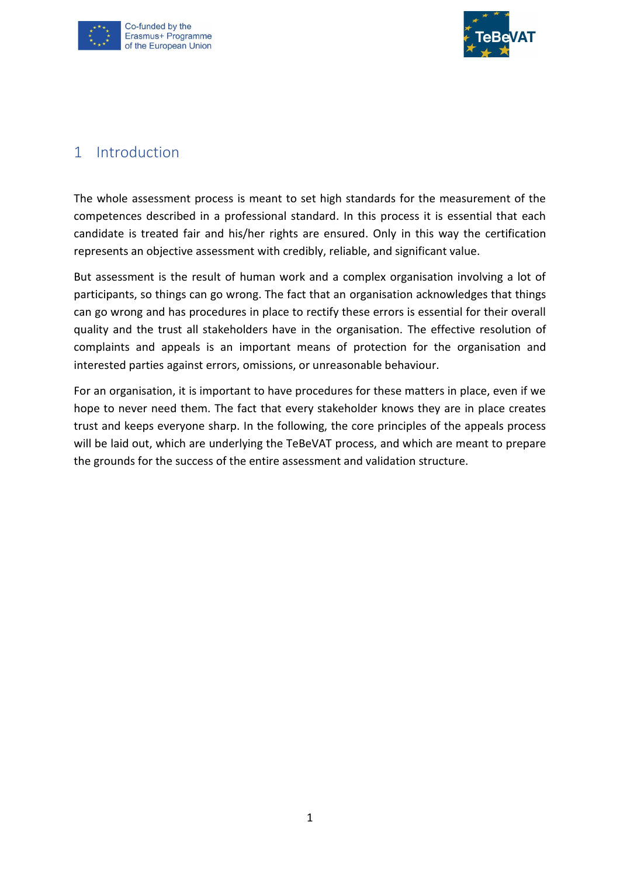# 1 Introduction

The whole assessment process is meant to set high standards for the measurement of the competences described in a professional standard. In this process it is essential that each candidate is treated fair and his/her rights are ensured. Only in this way the certification represents an objective assessment with credibly, reliable, and significant value.

But assessment is the result of human work and a complex organisation involving a lot of participants, so things can go wrong. The fact that an organisation acknowledges that things can go wrong and has procedures in place to rectify these errors is essential for their overall quality and the trust all stakeholders have in the organisation. The effective resolution of complaints and appeals is an important means of protection for the organisation and interested parties against errors, omissions, or unreasonable behaviour.

For an organisation, it is important to have procedures for these matters in place, even if we hope to never need them. The fact that every stakeholder knows they are in place creates trust and keeps everyone sharp. In the following, the core principles of the appeals process will be laid out, which are underlying the TeBeVAT process, and which are meant to prepare the grounds for the success of the entire assessment and validation structure.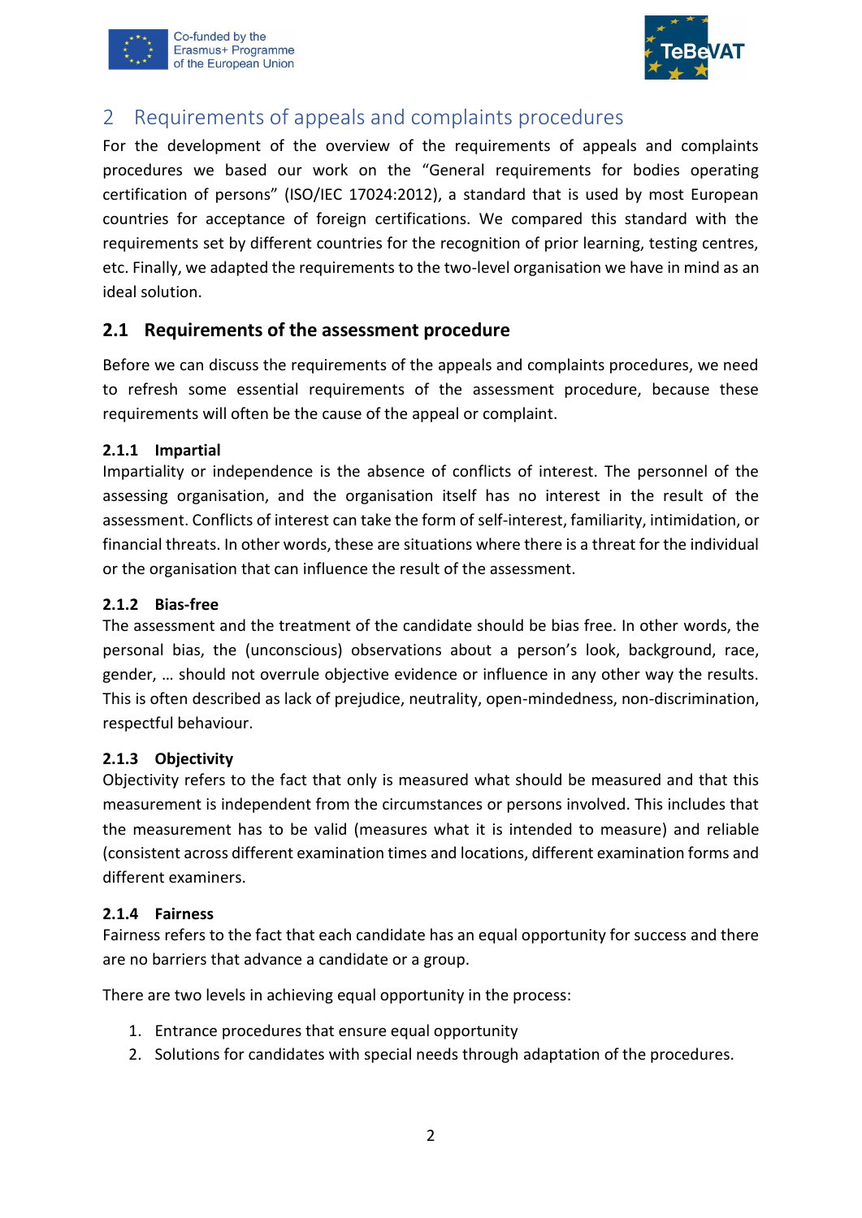# 2 Requirements of appeals and complaints procedures

For the development of the overview of the requirements of appeals and complaints procedures we based our work on the "General requirements for bodies operating certification of persons" (ISO/IEC 17024:2012), a standard that is used by most European countries for acceptance of foreign certifications. We compared this standard with the requirements set by different countries for the recognition of prior learning, testing centres, etc. Finally, we adapted the requirements to the two-level organisation we have in mind as an ideal solution.

## 2.1 Requirements of the assessment procedure

Before we can discuss the requirements of the appeals and complaints procedures, we need to refresh some essential requirements of the assessment procedure, because these requirements will often be the cause of the appeal or complaint.

### 2.1.1 Impartial

Impartiality or independence is the absence of conflicts of interest. The personnel of the assessing organisation, and the organisation itself has no interest in the result of the assessment. Conflicts of interest can take the form of self-interest, familiarity, intimidation, or financial threats. In other words, these are situations where there is a threat for the individual or the organisation that can influence the result of the assessment.

### 2.1.2 Bias-free

The assessment and the treatment of the candidate should be bias free. In other words, the personal bias, the (unconscious) observations about a person's look, background, race, gender, … should not overrule objective evidence or influence in any other way the results. This is often described as lack of prejudice, neutrality, open-mindedness, non-discrimination, respectful behaviour.

### 2.1.3 Objectivity

Objectivity refers to the fact that only is measured what should be measured and that this measurement is independent from the circumstances or persons involved. This includes that the measurement has to be valid (measures what it is intended to measure) and reliable (consistent across different examination times and locations, different examination forms and different examiners.

### 2.1.4 Fairness

Fairness refers to the fact that each candidate has an equal opportunity for success and there are no barriers that advance a candidate or a group.

There are two levels in achieving equal opportunity in the process:

1. Entrance procedures that ensure equal opportunity
2. Solutions for candidates with special needs through adaptation of the procedures.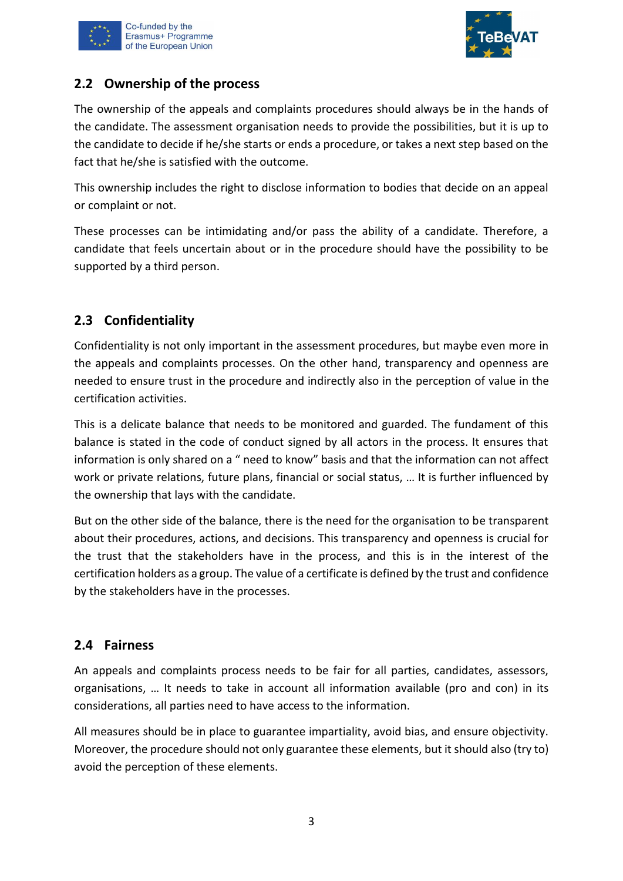## 2.2 Ownership of the process

The ownership of the appeals and complaints procedures should always be in the hands of the candidate. The assessment organisation needs to provide the possibilities, but it is up to the candidate to decide if he/she starts or ends a procedure, or takes a next step based on the fact that he/she is satisfied with the outcome.

This ownership includes the right to disclose information to bodies that decide on an appeal or complaint or not.

These processes can be intimidating and/or pass the ability of a candidate. Therefore, a candidate that feels uncertain about or in the procedure should have the possibility to be supported by a third person.

## 2.3 Confidentiality

Confidentiality is not only important in the assessment procedures, but maybe even more in the appeals and complaints processes. On the other hand, transparency and openness are needed to ensure trust in the procedure and indirectly also in the perception of value in the certification activities.

This is a delicate balance that needs to be monitored and guarded. The fundament of this balance is stated in the code of conduct signed by all actors in the process. It ensures that information is only shared on a " need to know" basis and that the information can not affect work or private relations, future plans, financial or social status, … It is further influenced by the ownership that lays with the candidate.

But on the other side of the balance, there is the need for the organisation to be transparent about their procedures, actions, and decisions. This transparency and openness is crucial for the trust that the stakeholders have in the process, and this is in the interest of the certification holders as a group. The value of a certificate is defined by the trust and confidence by the stakeholders have in the processes.

## 2.4 Fairness

An appeals and complaints process needs to be fair for all parties, candidates, assessors, organisations, … It needs to take in account all information available (pro and con) in its considerations, all parties need to have access to the information.

All measures should be in place to guarantee impartiality, avoid bias, and ensure objectivity. Moreover, the procedure should not only guarantee these elements, but it should also (try to) avoid the perception of these elements.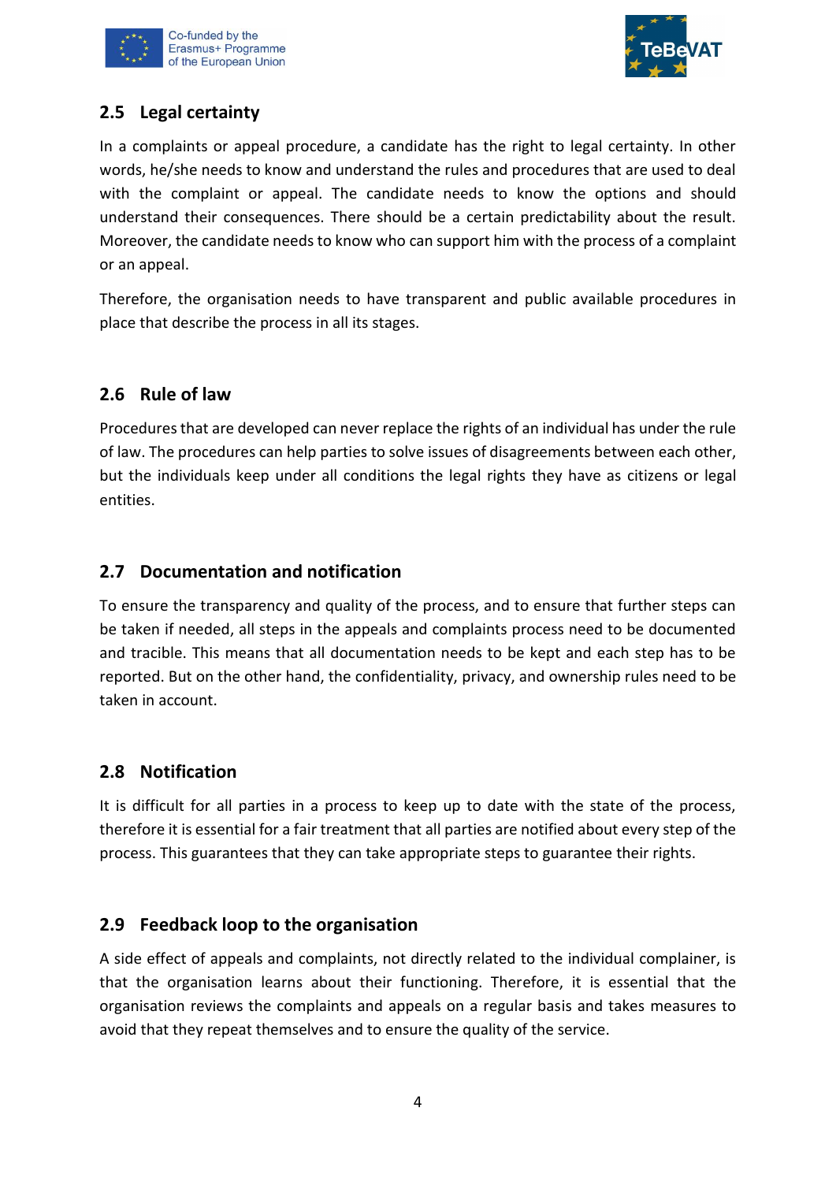## 2.5 Legal certainty

In a complaints or appeal procedure, a candidate has the right to legal certainty. In other words, he/she needs to know and understand the rules and procedures that are used to deal with the complaint or appeal. The candidate needs to know the options and should understand their consequences. There should be a certain predictability about the result. Moreover, the candidate needs to know who can support him with the process of a complaint or an appeal.

Therefore, the organisation needs to have transparent and public available procedures in place that describe the process in all its stages.

## 2.6 Rule of law

Procedures that are developed can never replace the rights of an individual has under the rule of law. The procedures can help parties to solve issues of disagreements between each other, but the individuals keep under all conditions the legal rights they have as citizens or legal entities.

## 2.7 Documentation and notification

To ensure the transparency and quality of the process, and to ensure that further steps can be taken if needed, all steps in the appeals and complaints process need to be documented and tracible. This means that all documentation needs to be kept and each step has to be reported. But on the other hand, the confidentiality, privacy, and ownership rules need to be taken in account.

## 2.8 Notification

It is difficult for all parties in a process to keep up to date with the state of the process, therefore it is essential for a fair treatment that all parties are notified about every step of the process. This guarantees that they can take appropriate steps to guarantee their rights.

## 2.9 Feedback loop to the organisation

A side effect of appeals and complaints, not directly related to the individual complainer, is that the organisation learns about their functioning. Therefore, it is essential that the organisation reviews the complaints and appeals on a regular basis and takes measures to avoid that they repeat themselves and to ensure the quality of the service.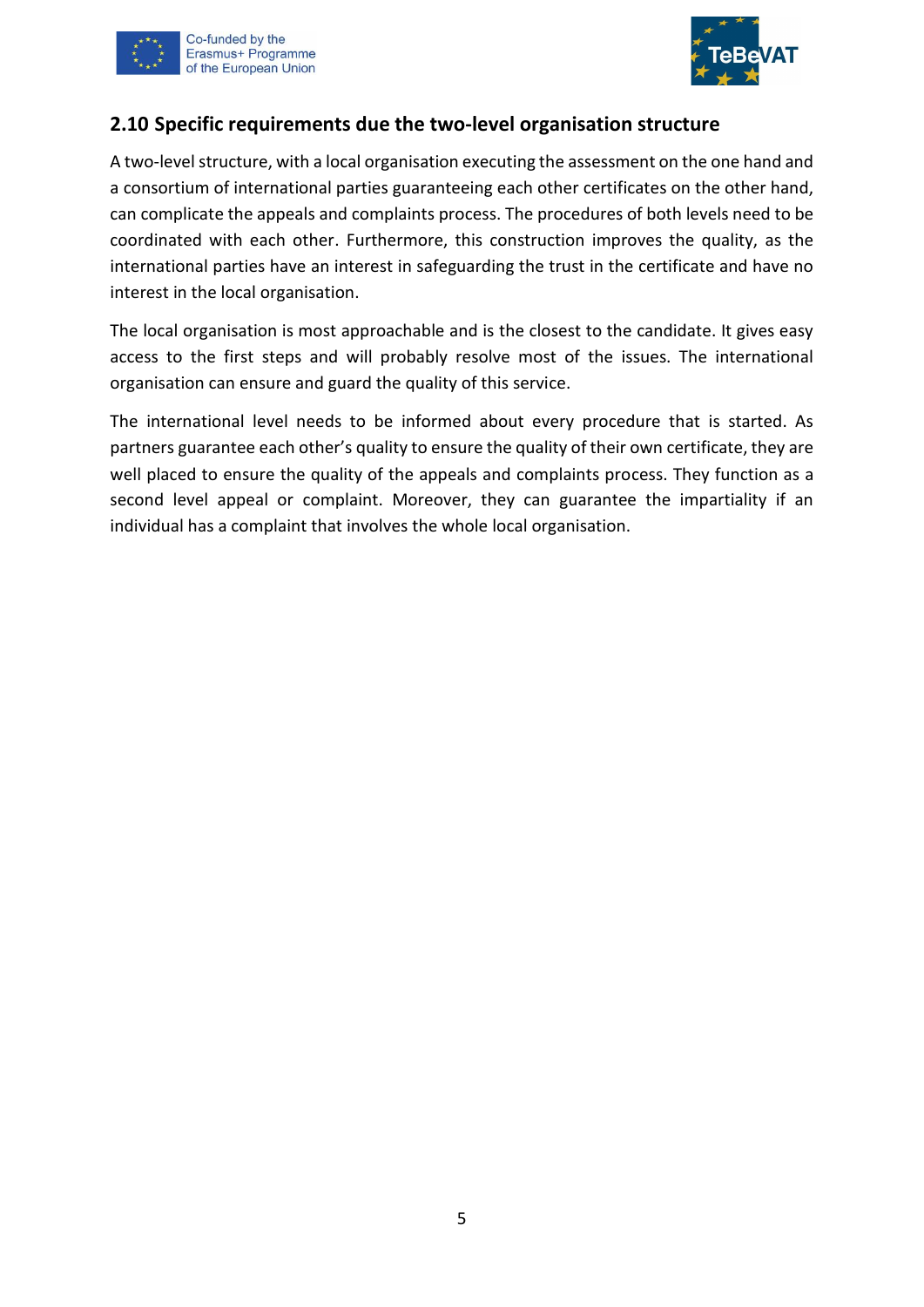## 2.10 Specific requirements due the two-level organisation structure

A two-level structure, with a local organisation executing the assessment on the one hand and a consortium of international parties guaranteeing each other certificates on the other hand, can complicate the appeals and complaints process. The procedures of both levels need to be coordinated with each other. Furthermore, this construction improves the quality, as the international parties have an interest in safeguarding the trust in the certificate and have no interest in the local organisation.

The local organisation is most approachable and is the closest to the candidate. It gives easy access to the first steps and will probably resolve most of the issues. The international organisation can ensure and guard the quality of this service.

The international level needs to be informed about every procedure that is started. As partners guarantee each other's quality to ensure the quality of their own certificate, they are well placed to ensure the quality of the appeals and complaints process. They function as a second level appeal or complaint. Moreover, they can guarantee the impartiality if an individual has a complaint that involves the whole local organisation.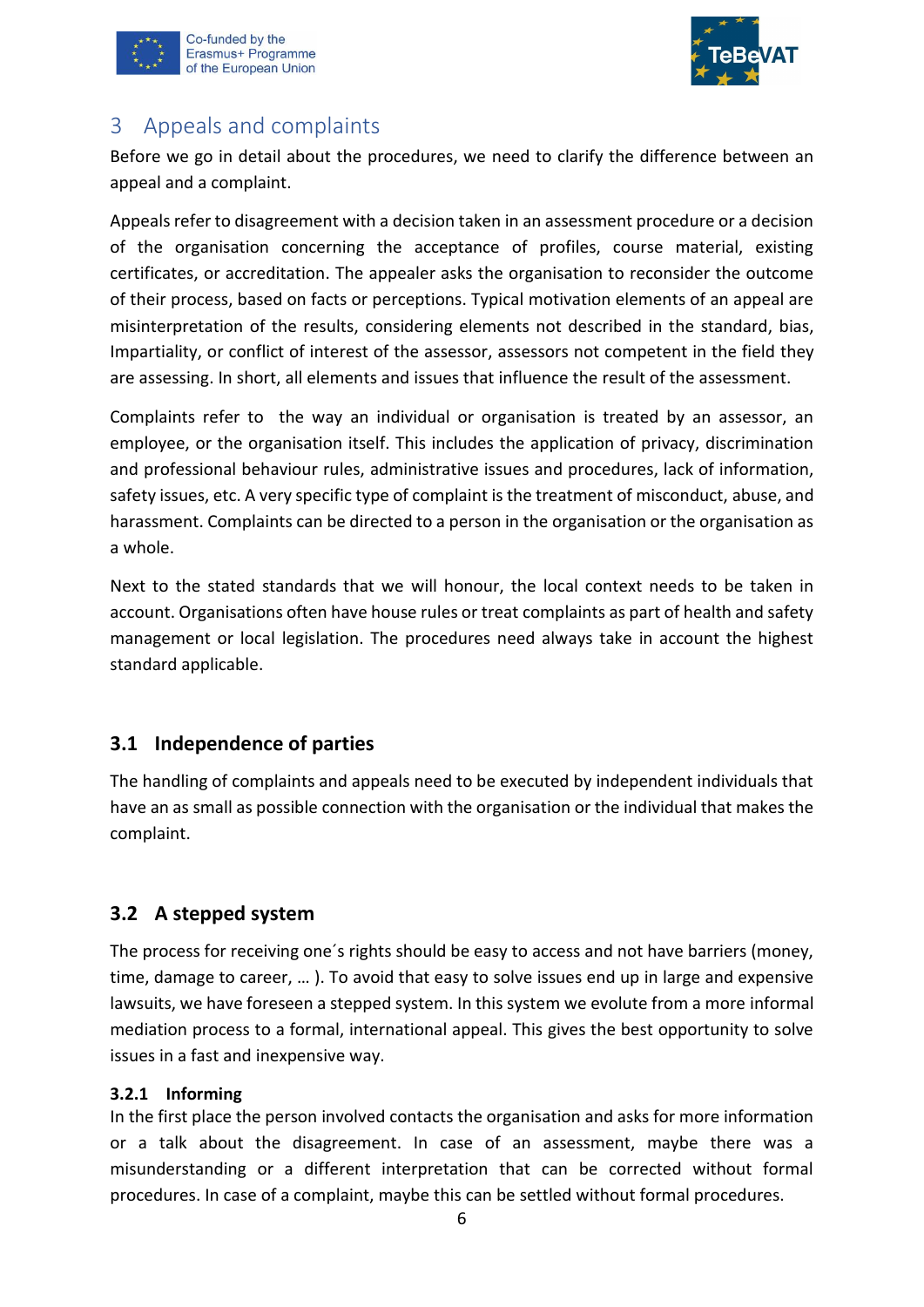# 3 Appeals and complaints

Before we go in detail about the procedures, we need to clarify the difference between an appeal and a complaint.

Appeals refer to disagreement with a decision taken in an assessment procedure or a decision of the organisation concerning the acceptance of profiles, course material, existing certificates, or accreditation. The appealer asks the organisation to reconsider the outcome of their process, based on facts or perceptions. Typical motivation elements of an appeal are misinterpretation of the results, considering elements not described in the standard, bias, Impartiality, or conflict of interest of the assessor, assessors not competent in the field they are assessing. In short, all elements and issues that influence the result of the assessment.

Complaints refer to the way an individual or organisation is treated by an assessor, an employee, or the organisation itself. This includes the application of privacy, discrimination and professional behaviour rules, administrative issues and procedures, lack of information, safety issues, etc. A very specific type of complaint is the treatment of misconduct, abuse, and harassment. Complaints can be directed to a person in the organisation or the organisation as a whole.

Next to the stated standards that we will honour, the local context needs to be taken in account. Organisations often have house rules or treat complaints as part of health and safety management or local legislation. The procedures need always take in account the highest standard applicable.

## 3.1 Independence of parties

The handling of complaints and appeals need to be executed by independent individuals that have an as small as possible connection with the organisation or the individual that makes the complaint.

## 3.2 A stepped system

The process for receiving one´s rights should be easy to access and not have barriers (money, time, damage to career, … ). To avoid that easy to solve issues end up in large and expensive lawsuits, we have foreseen a stepped system. In this system we evolute from a more informal mediation process to a formal, international appeal. This gives the best opportunity to solve issues in a fast and inexpensive way.

### 3.2.1 Informing

In the first place the person involved contacts the organisation and asks for more information or a talk about the disagreement. In case of an assessment, maybe there was a misunderstanding or a different interpretation that can be corrected without formal procedures. In case of a complaint, maybe this can be settled without formal procedures.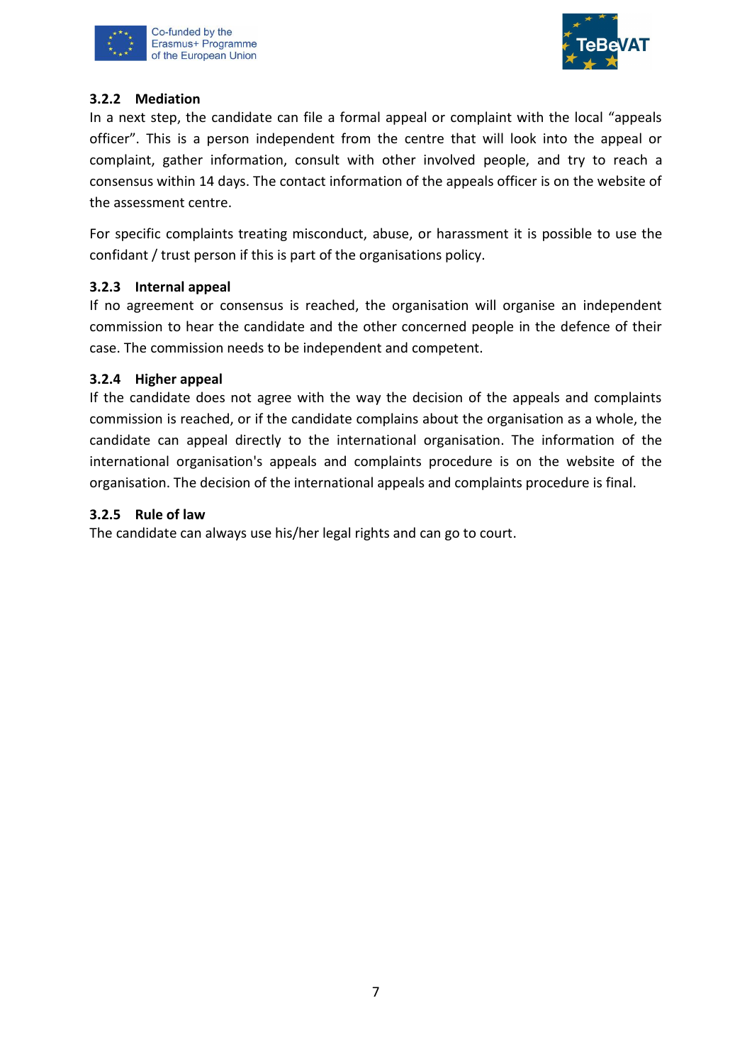### 3.2.2 Mediation

In a next step, the candidate can file a formal appeal or complaint with the local "appeals officer". This is a person independent from the centre that will look into the appeal or complaint, gather information, consult with other involved people, and try to reach a consensus within 14 days. The contact information of the appeals officer is on the website of the assessment centre.

For specific complaints treating misconduct, abuse, or harassment it is possible to use the confidant / trust person if this is part of the organisations policy.

### 3.2.3 Internal appeal

If no agreement or consensus is reached, the organisation will organise an independent commission to hear the candidate and the other concerned people in the defence of their case. The commission needs to be independent and competent.

### 3.2.4 Higher appeal

If the candidate does not agree with the way the decision of the appeals and complaints commission is reached, or if the candidate complains about the organisation as a whole, the candidate can appeal directly to the international organisation. The information of the international organisation's appeals and complaints procedure is on the website of the organisation. The decision of the international appeals and complaints procedure is final.

### 3.2.5 Rule of law

The candidate can always use his/her legal rights and can go to court.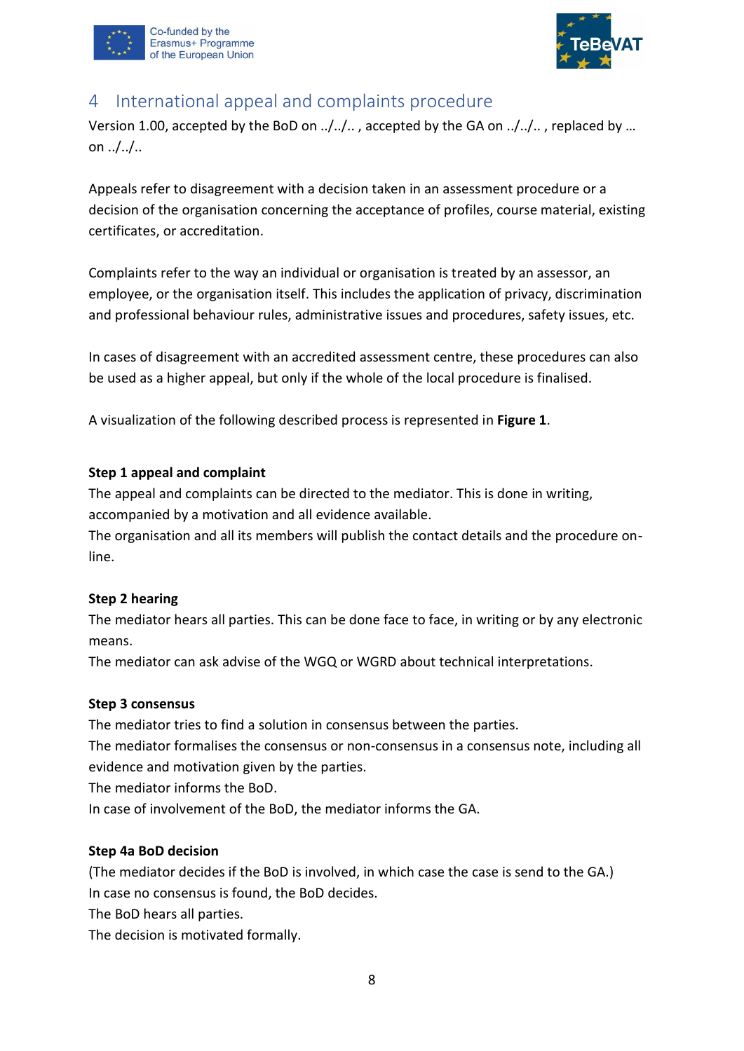## 4 International appeal and complaints procedure

Version 1.00, accepted by the BoD on ../../.. , accepted by the GA on ../../.. , replaced by … on ../../..

Appeals refer to disagreement with a decision taken in an assessment procedure or a decision of the organisation concerning the acceptance of profiles, course material, existing certificates, or accreditation.

Complaints refer to the way an individual or organisation is treated by an assessor, an employee, or the organisation itself. This includes the application of privacy, discrimination and professional behaviour rules, administrative issues and procedures, safety issues, etc.

In cases of disagreement with an accredited assessment centre, these procedures can also be used as a higher appeal, but only if the whole of the local procedure is finalised.

A visualization of the following described process is represented in **Figure 1**.

**Step 1 appeal and complaint**

The appeal and complaints can be directed to the mediator. This is done in writing, accompanied by a motivation and all evidence available.

The organisation and all its members will publish the contact details and the procedure on-line.

**Step 2 hearing**

The mediator hears all parties. This can be done face to face, in writing or by any electronic means.

The mediator can ask advise of the WGQ or WGRD about technical interpretations.

**Step 3 consensus**

The mediator tries to find a solution in consensus between the parties.

The mediator formalises the consensus or non-consensus in a consensus note, including all evidence and motivation given by the parties.

The mediator informs the BoD.

In case of involvement of the BoD, the mediator informs the GA.

**Step 4a BoD decision**

(The mediator decides if the BoD is involved, in which case the case is send to the GA.)

In case no consensus is found, the BoD decides.

The BoD hears all parties.

The decision is motivated formally.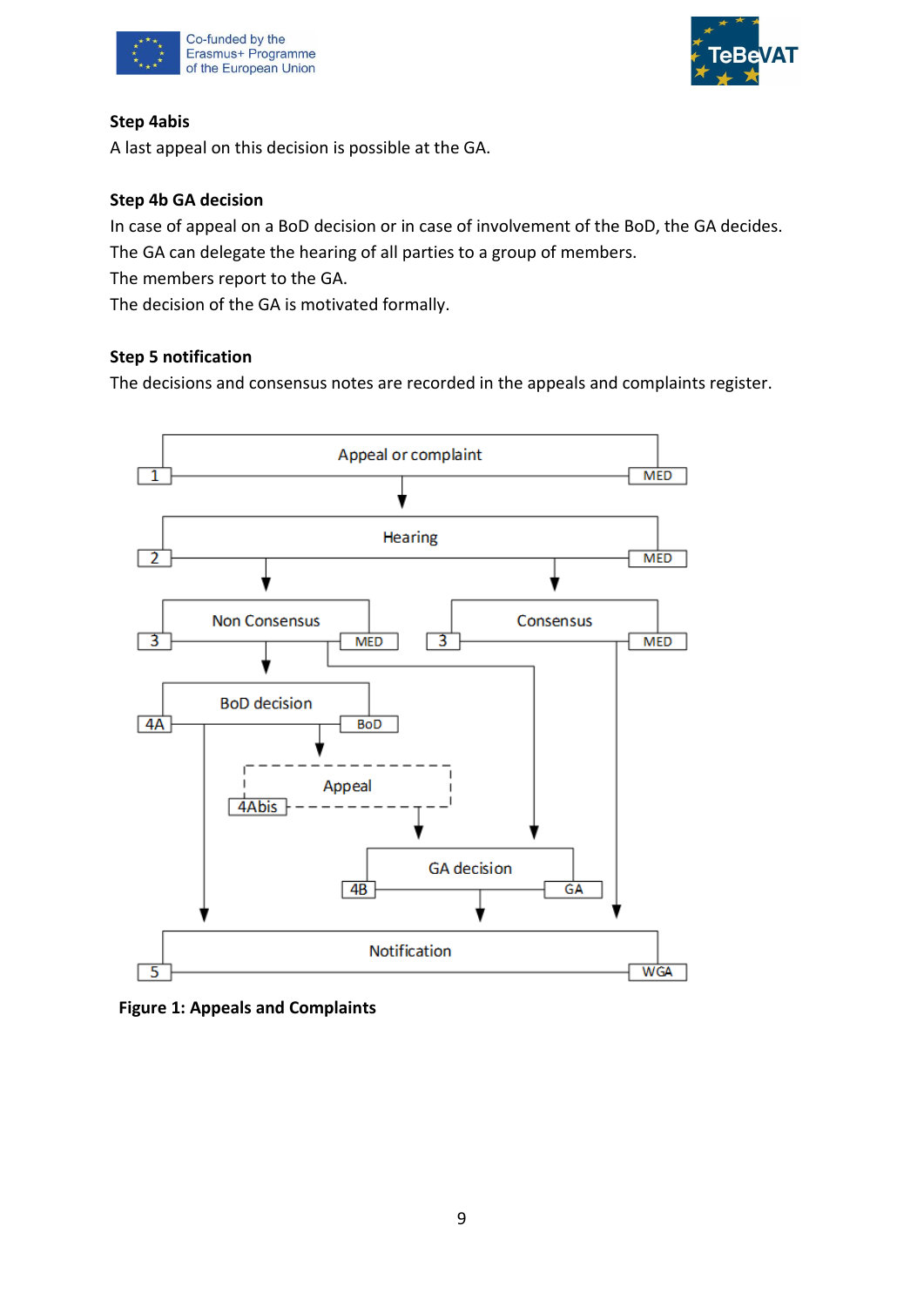**Step 4abis**

A last appeal on this decision is possible at the GA.

**Step 4b GA decision**

In case of appeal on a BoD decision or in case of involvement of the BoD, the GA decides.
The GA can delegate the hearing of all parties to a group of members.
The members report to the GA.
The decision of the GA is motivated formally.

**Step 5 notification**

The decisions and consensus notes are recorded in the appeals and complaints register.

**Figure 1: Appeals and Complaints**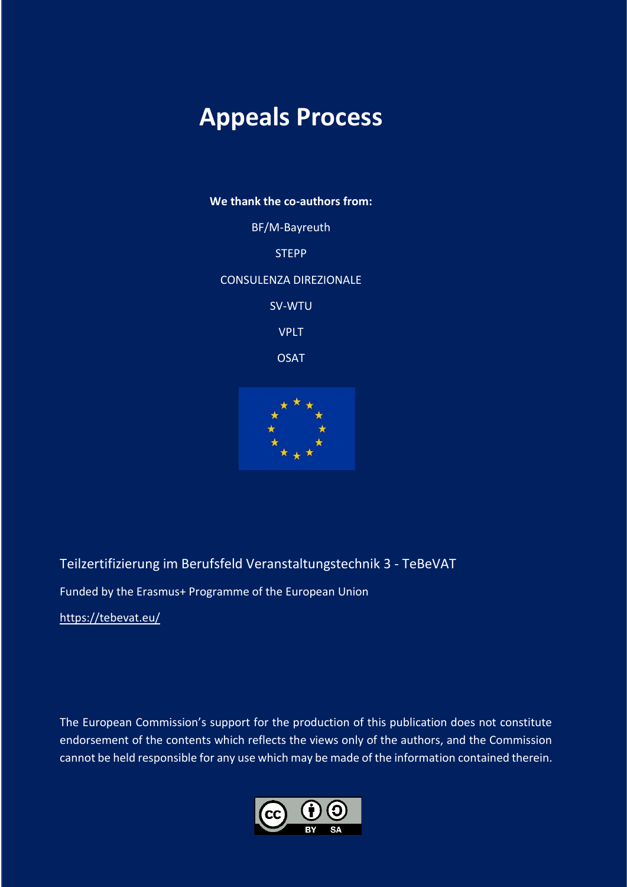# Appeals Process

**We thank the co-authors from:**

BF/M-Bayreuth

STEPP

CONSULENZA DIREZIONALE

SV-WTU

VPLT

OSAT

Teilzertifizierung im Berufsfeld Veranstaltungstechnik 3 - TeBeVAT

Funded by the Erasmus+ Programme of the European Union

https://tebevat.eu/

The European Commission's support for the production of this publication does not constitute endorsement of the contents which reflects the views only of the authors, and the Commission cannot be held responsible for any use which may be made of the information contained therein.